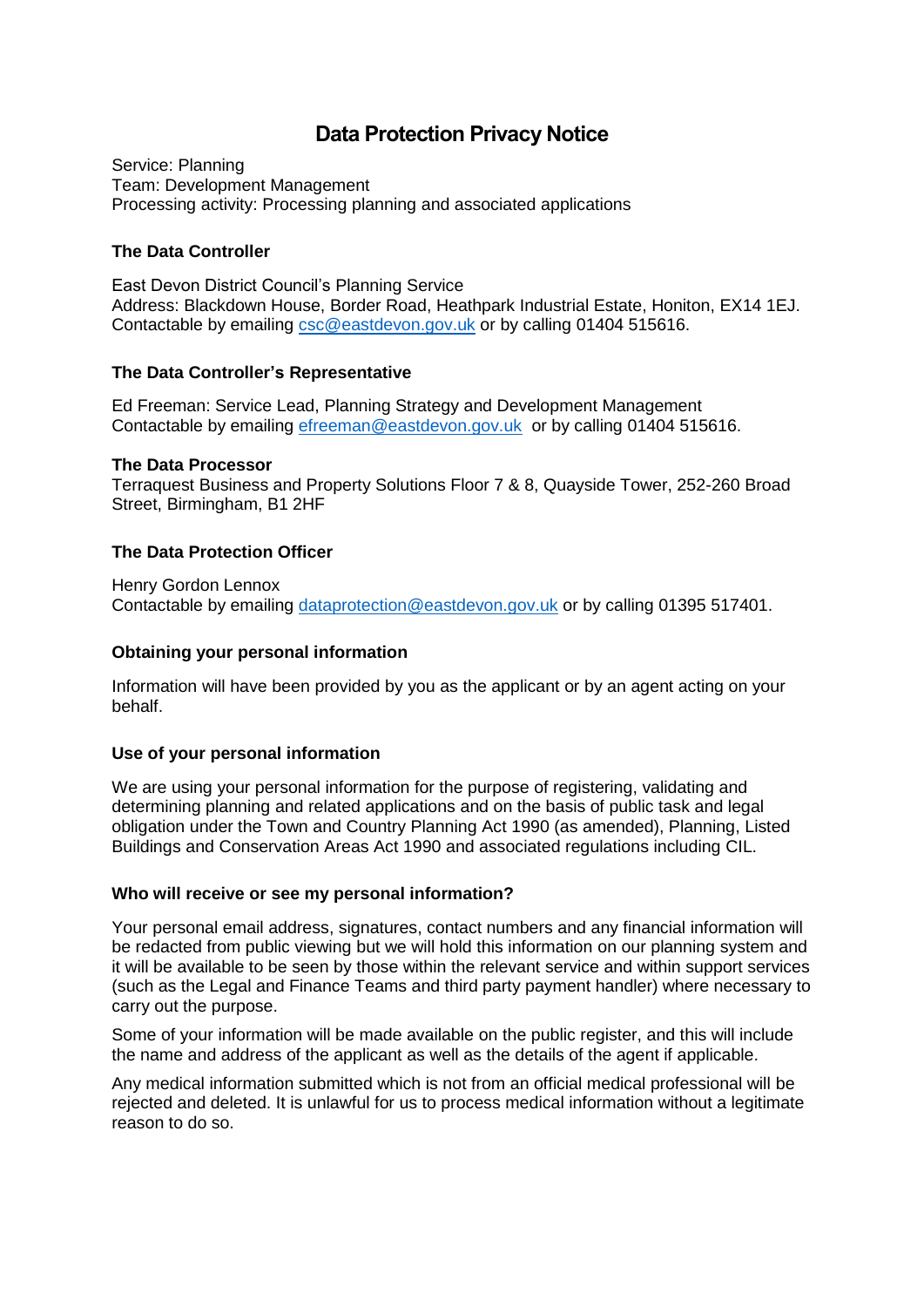# Data Protection Privacy Notice

Service: Planning
Team: Development Management
Processing activity: Processing planning and associated applications

### The Data Controller

East Devon District Council's Planning Service
Address: Blackdown House, Border Road, Heathpark Industrial Estate, Honiton, EX14 1EJ.
Contactable by emailing csc@eastdevon.gov.uk or by calling 01404 515616.

### The Data Controller's Representative

Ed Freeman: Service Lead, Planning Strategy and Development Management
Contactable by emailing efreeman@eastdevon.gov.uk or by calling 01404 515616.

### The Data Processor

Terraquest Business and Property Solutions Floor 7 & 8, Quayside Tower, 252-260 Broad Street, Birmingham, B1 2HF

### The Data Protection Officer

Henry Gordon Lennox
Contactable by emailing dataprotection@eastdevon.gov.uk or by calling 01395 517401.

### Obtaining your personal information

Information will have been provided by you as the applicant or by an agent acting on your behalf.

### Use of your personal information

We are using your personal information for the purpose of registering, validating and determining planning and related applications and on the basis of public task and legal obligation under the Town and Country Planning Act 1990 (as amended), Planning, Listed Buildings and Conservation Areas Act 1990 and associated regulations including CIL.

### Who will receive or see my personal information?

Your personal email address, signatures, contact numbers and any financial information will be redacted from public viewing but we will hold this information on our planning system and it will be available to be seen by those within the relevant service and within support services (such as the Legal and Finance Teams and third party payment handler) where necessary to carry out the purpose.

Some of your information will be made available on the public register, and this will include the name and address of the applicant as well as the details of the agent if applicable.

Any medical information submitted which is not from an official medical professional will be rejected and deleted. It is unlawful for us to process medical information without a legitimate reason to do so.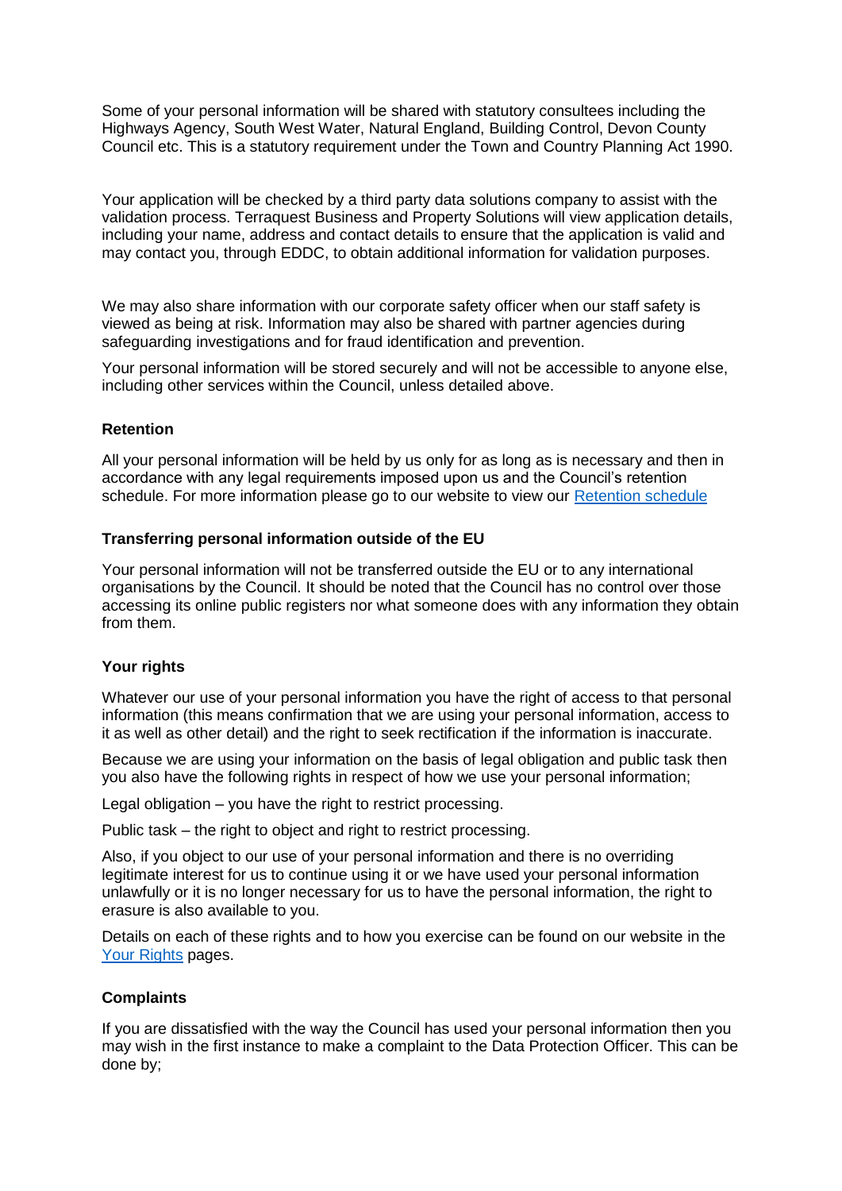Some of your personal information will be shared with statutory consultees including the Highways Agency, South West Water, Natural England, Building Control, Devon County Council etc. This is a statutory requirement under the Town and Country Planning Act 1990.

Your application will be checked by a third party data solutions company to assist with the validation process. Terraquest Business and Property Solutions will view application details, including your name, address and contact details to ensure that the application is valid and may contact you, through EDDC, to obtain additional information for validation purposes.

We may also share information with our corporate safety officer when our staff safety is viewed as being at risk. Information may also be shared with partner agencies during safeguarding investigations and for fraud identification and prevention.

Your personal information will be stored securely and will not be accessible to anyone else, including other services within the Council, unless detailed above.

**Retention**

All your personal information will be held by us only for as long as is necessary and then in accordance with any legal requirements imposed upon us and the Council's retention schedule. For more information please go to our website to view our [Retention schedule]

**Transferring personal information outside of the EU**

Your personal information will not be transferred outside the EU or to any international organisations by the Council. It should be noted that the Council has no control over those accessing its online public registers nor what someone does with any information they obtain from them.

**Your rights**

Whatever our use of your personal information you have the right of access to that personal information (this means confirmation that we are using your personal information, access to it as well as other detail) and the right to seek rectification if the information is inaccurate.

Because we are using your information on the basis of legal obligation and public task then you also have the following rights in respect of how we use your personal information;

Legal obligation – you have the right to restrict processing.

Public task – the right to object and right to restrict processing.

Also, if you object to our use of your personal information and there is no overriding legitimate interest for us to continue using it or we have used your personal information unlawfully or it is no longer necessary for us to have the personal information, the right to erasure is also available to you.

Details on each of these rights and to how you exercise can be found on our website in the [Your Rights] pages.

**Complaints**

If you are dissatisfied with the way the Council has used your personal information then you may wish in the first instance to make a complaint to the Data Protection Officer. This can be done by;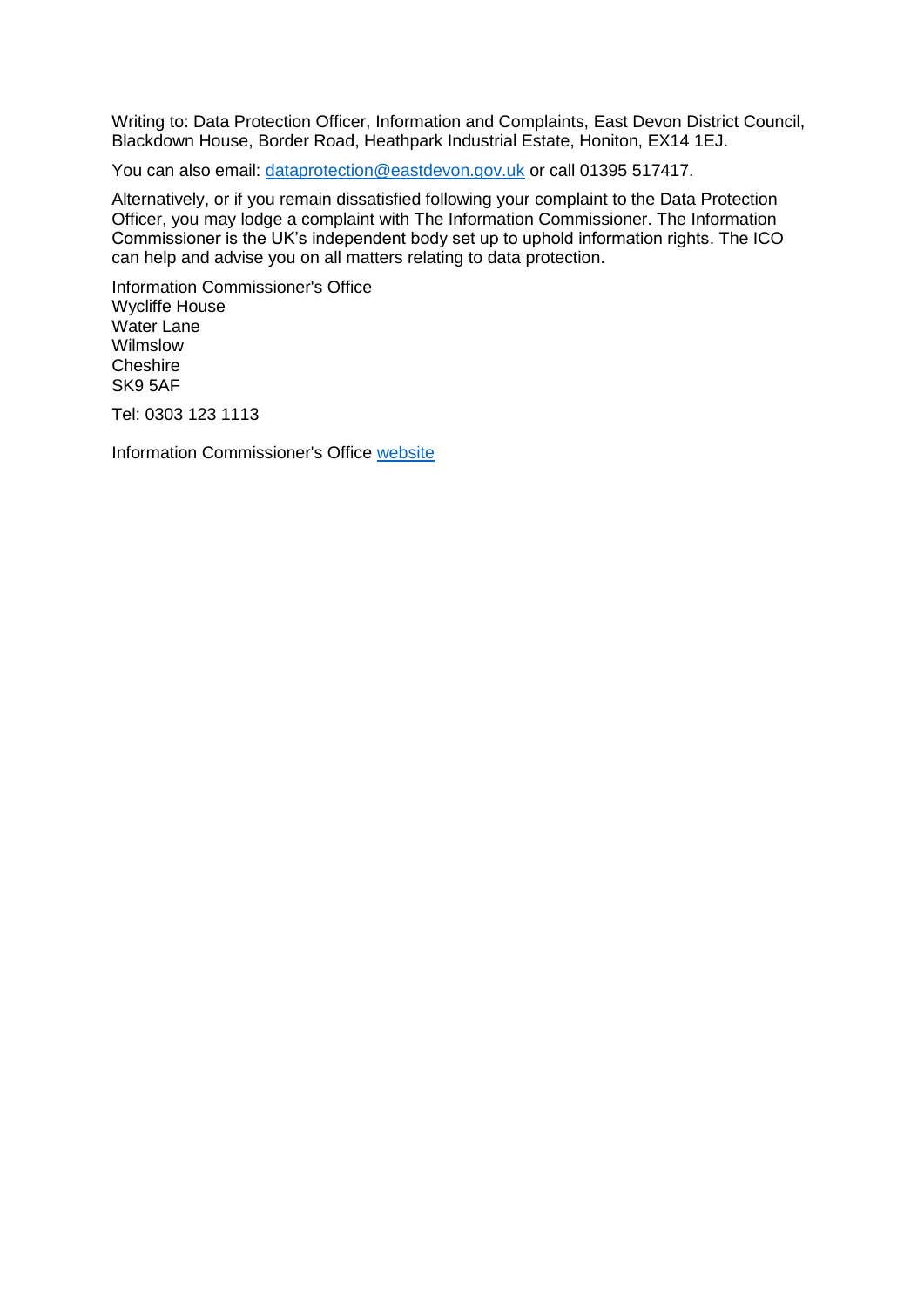Writing to: Data Protection Officer, Information and Complaints, East Devon District Council, Blackdown House, Border Road, Heathpark Industrial Estate, Honiton, EX14 1EJ.

You can also email: dataprotection@eastdevon.gov.uk or call 01395 517417.

Alternatively, or if you remain dissatisfied following your complaint to the Data Protection Officer, you may lodge a complaint with The Information Commissioner. The Information Commissioner is the UK's independent body set up to uphold information rights. The ICO can help and advise you on all matters relating to data protection.

Information Commissioner's Office
Wycliffe House
Water Lane
Wilmslow
Cheshire
SK9 5AF

Tel: 0303 123 1113

Information Commissioner's Office website